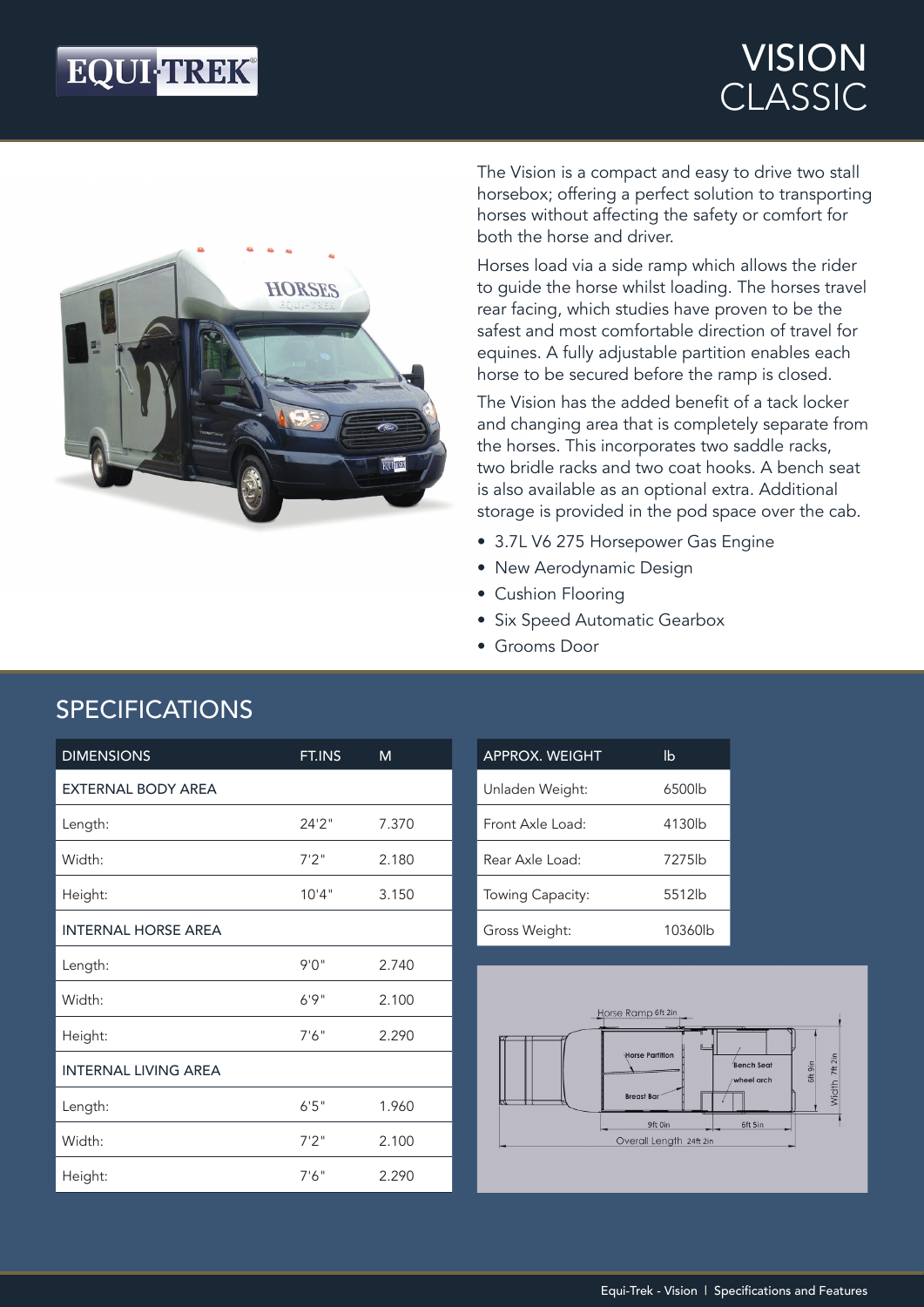# VISION CLASSIC

The Vision is a compact and easy to drive two stall horsebox; offering a perfect solution to transporting horses without affecting the safety or comfort for both the horse and driver.

Horses load via a side ramp which allows the rider to guide the horse whilst loading. The horses travel rear facing, which studies have proven to be the safest and most comfortable direction of travel for equines. A fully adjustable partition enables each horse to be secured before the ramp is closed.

The Vision has the added benefit of a tack locker and changing area that is completely separate from the horses. This incorporates two saddle racks, two bridle racks and two coat hooks. A bench seat is also available as an optional extra. Additional storage is provided in the pod space over the cab.

- 3.7L V6 275 Horsepower Gas Engine
- New Aerodynamic Design
- Cushion Flooring
- Six Speed Automatic Gearbox
- Grooms Door

## SPECIFICATIONS

| DIMENSIONS | FT.INS | M |
|---|---|---|
| EXTERNAL BODY AREA | | |
| Length: | 24'2" | 7.370 |
| Width: | 7'2" | 2.180 |
| Height: | 10'4" | 3.150 |
| INTERNAL HORSE AREA | | |
| Length: | 9'0" | 2.740 |
| Width: | 6'9" | 2.100 |
| Height: | 7'6" | 2.290 |
| INTERNAL LIVING AREA | | |
| Length: | 6'5" | 1.960 |
| Width: | 7'2" | 2.100 |
| Height: | 7'6" | 2.290 |

| APPROX. WEIGHT | lb |
|---|---|
| Unladen Weight: | 6500lb |
| Front Axle Load: | 4130lb |
| Rear Axle Load: | 7275lb |
| Towing Capacity: | 5512lb |
| Gross Weight: | 10360lb |

Horse Ramp 6ft 2in
Horse Partition
Breast Bar
Bench Seat
wheel arch
9ft 0in
6ft 5in
6ft 9in
Width 7ft 2in
Overall Length 24ft 2in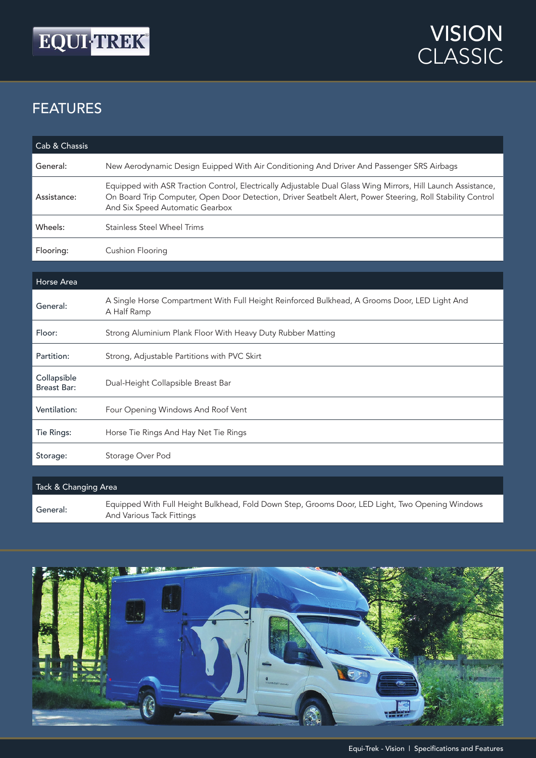# VISION CLASSIC

## FEATURES

| Cab & Chassis | |
|---|---|
| General: | New Aerodynamic Design Euipped With Air Conditioning And Driver And Passenger SRS Airbags |
| Assistance: | Equipped with ASR Traction Control, Electrically Adjustable Dual Glass Wing Mirrors, Hill Launch Assistance, On Board Trip Computer, Open Door Detection, Driver Seatbelt Alert, Power Steering, Roll Stability Control And Six Speed Automatic Gearbox |
| Wheels: | Stainless Steel Wheel Trims |
| Flooring: | Cushion Flooring |

| Horse Area | |
|---|---|
| General: | A Single Horse Compartment With Full Height Reinforced Bulkhead, A Grooms Door, LED Light And A Half Ramp |
| Floor: | Strong Aluminium Plank Floor With Heavy Duty Rubber Matting |
| Partition: | Strong, Adjustable Partitions with PVC Skirt |
| Collapsible Breast Bar: | Dual-Height Collapsible Breast Bar |
| Ventilation: | Four Opening Windows And Roof Vent |
| Tie Rings: | Horse Tie Rings And Hay Net Tie Rings |
| Storage: | Storage Over Pod |

| Tack & Changing Area | |
|---|---|
| General: | Equipped With Full Height Bulkhead, Fold Down Step, Grooms Door, LED Light, Two Opening Windows And Various Tack Fittings |